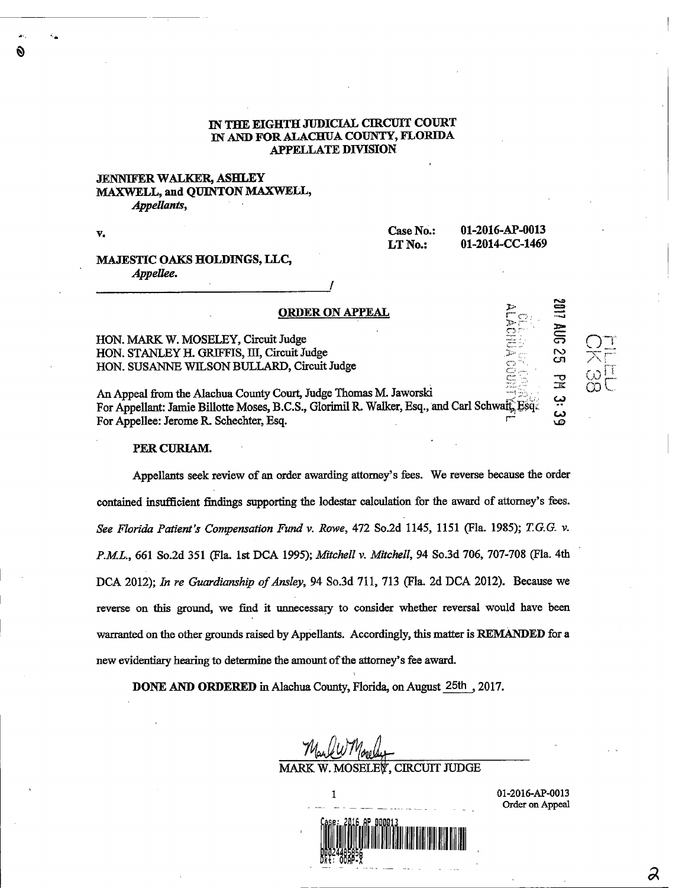**IN THE EIGHTH JUDICIAL CIRCUIT COURT**
**IN AND FOR ALACHUA COUNTY, FLORIDA**
**APPELLATE DIVISION**

**JENNIFER WALKER, ASHLEY MAXWELL, and QUINTON MAXWELL,**
*Appellants,*

**v.**

**Case No.:** 01-2016-AP-0013
**LT No.:** 01-2014-CC-1469

**MAJESTIC OAKS HOLDINGS, LLC,**
*Appellee.*

______________________________________/

**ORDER ON APPEAL**

HON. MARK W. MOSELEY, Circuit Judge
HON. STANLEY H. GRIFFIS, III, Circuit Judge
HON. SUSANNE WILSON BULLARD, Circuit Judge

An Appeal from the Alachua County Court, Judge Thomas M. Jaworski
For Appellant: Jamie Billotte Moses, B.C.S., Glorimil R. Walker, Esq., and Carl Schwait, Esq.
For Appellee: Jerome R. Schechter, Esq.

**PER CURIAM.**

Appellants seek review of an order awarding attorney's fees. We reverse because the order contained insufficient findings supporting the lodestar calculation for the award of attorney's fees. *See Florida Patient's Compensation Fund v. Rowe*, 472 So.2d 1145, 1151 (Fla. 1985); *T.G.G. v. P.M.L.*, 661 So.2d 351 (Fla. 1st DCA 1995); *Mitchell v. Mitchell*, 94 So.3d 706, 707-708 (Fla. 4th DCA 2012); *In re Guardianship of Ansley*, 94 So.3d 711, 713 (Fla. 2d DCA 2012). Because we reverse on this ground, we find it unnecessary to consider whether reversal would have been warranted on the other grounds raised by Appellants. Accordingly, this matter is **REMANDED** for a new evidentiary hearing to determine the amount of the attorney's fee award.

**DONE AND ORDERED** in Alachua County, Florida, on August 25th, 2017.

MARK W. MOSELEY, CIRCUIT JUDGE

01-2016-AP-0013
Order on Appeal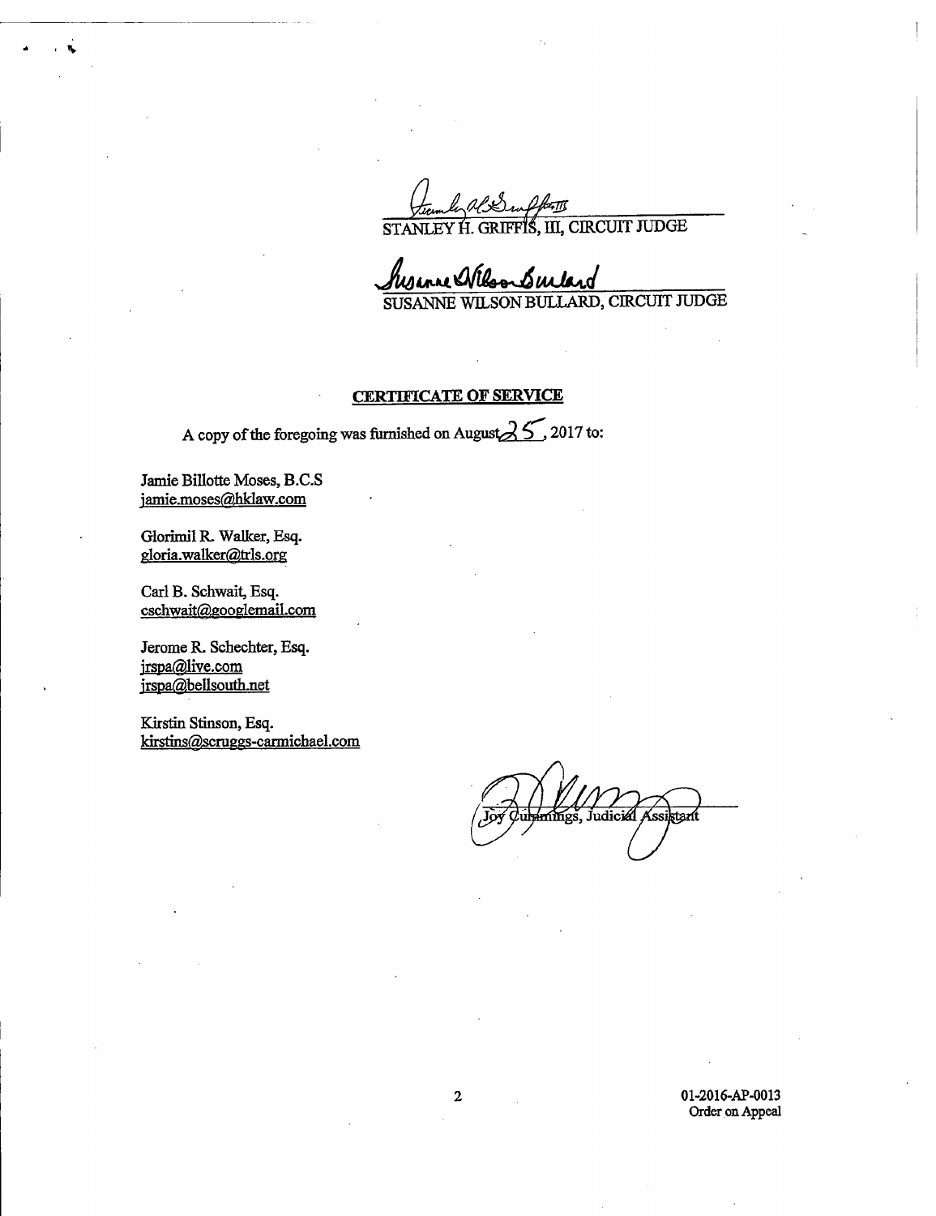STANLEY H. GRIFFIS, III, CIRCUIT JUDGE

SUSANNE WILSON BULLARD, CIRCUIT JUDGE

**CERTIFICATE OF SERVICE**

A copy of the foregoing was furnished on August 25, 2017 to:

Jamie Billotte Moses, B.C.S
jamie.moses@hklaw.com

Glorimil R. Walker, Esq.
gloria.walker@trls.org

Carl B. Schwait, Esq.
cschwait@googlemail.com

Jerome R. Schechter, Esq.
jrspa@live.com
jrspa@bellsouth.net

Kirstin Stinson, Esq.
kirstins@scruggs-carmichael.com

Joy Cummings, Judicial Assistant

01-2016-AP-0013
Order on Appeal